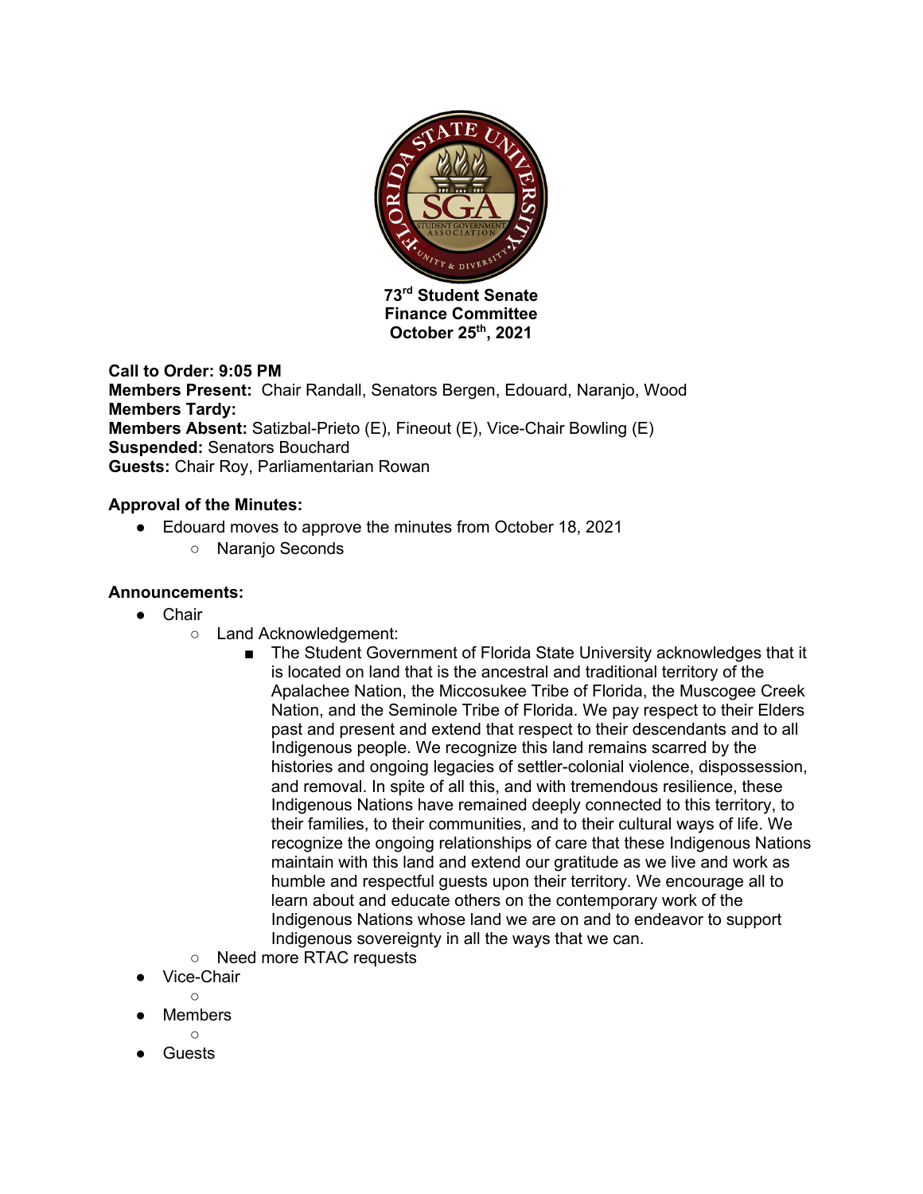**73rd Student Senate**
**Finance Committee**
**October 25th, 2021**

**Call to Order: 9:05 PM**
**Members Present:** Chair Randall, Senators Bergen, Edouard, Naranjo, Wood
**Members Tardy:**
**Members Absent:** Satizbal-Prieto (E), Fineout (E), Vice-Chair Bowling (E)
**Suspended:** Senators Bouchard
**Guests:** Chair Roy, Parliamentarian Rowan

**Approval of the Minutes:**

- Edouard moves to approve the minutes from October 18, 2021
    - Naranjo Seconds

**Announcements:**

- Chair
    - Land Acknowledgement:
        - The Student Government of Florida State University acknowledges that it is located on land that is the ancestral and traditional territory of the Apalachee Nation, the Miccosukee Tribe of Florida, the Muscogee Creek Nation, and the Seminole Tribe of Florida. We pay respect to their Elders past and present and extend that respect to their descendants and to all Indigenous people. We recognize this land remains scarred by the histories and ongoing legacies of settler-colonial violence, dispossession, and removal. In spite of all this, and with tremendous resilience, these Indigenous Nations have remained deeply connected to this territory, to their families, to their communities, and to their cultural ways of life. We recognize the ongoing relationships of care that these Indigenous Nations maintain with this land and extend our gratitude as we live and work as humble and respectful guests upon their territory. We encourage all to learn about and educate others on the contemporary work of the Indigenous Nations whose land we are on and to endeavor to support Indigenous sovereignty in all the ways that we can.
    - Need more RTAC requests
- Vice-Chair
    -
- Members
    -
- Guests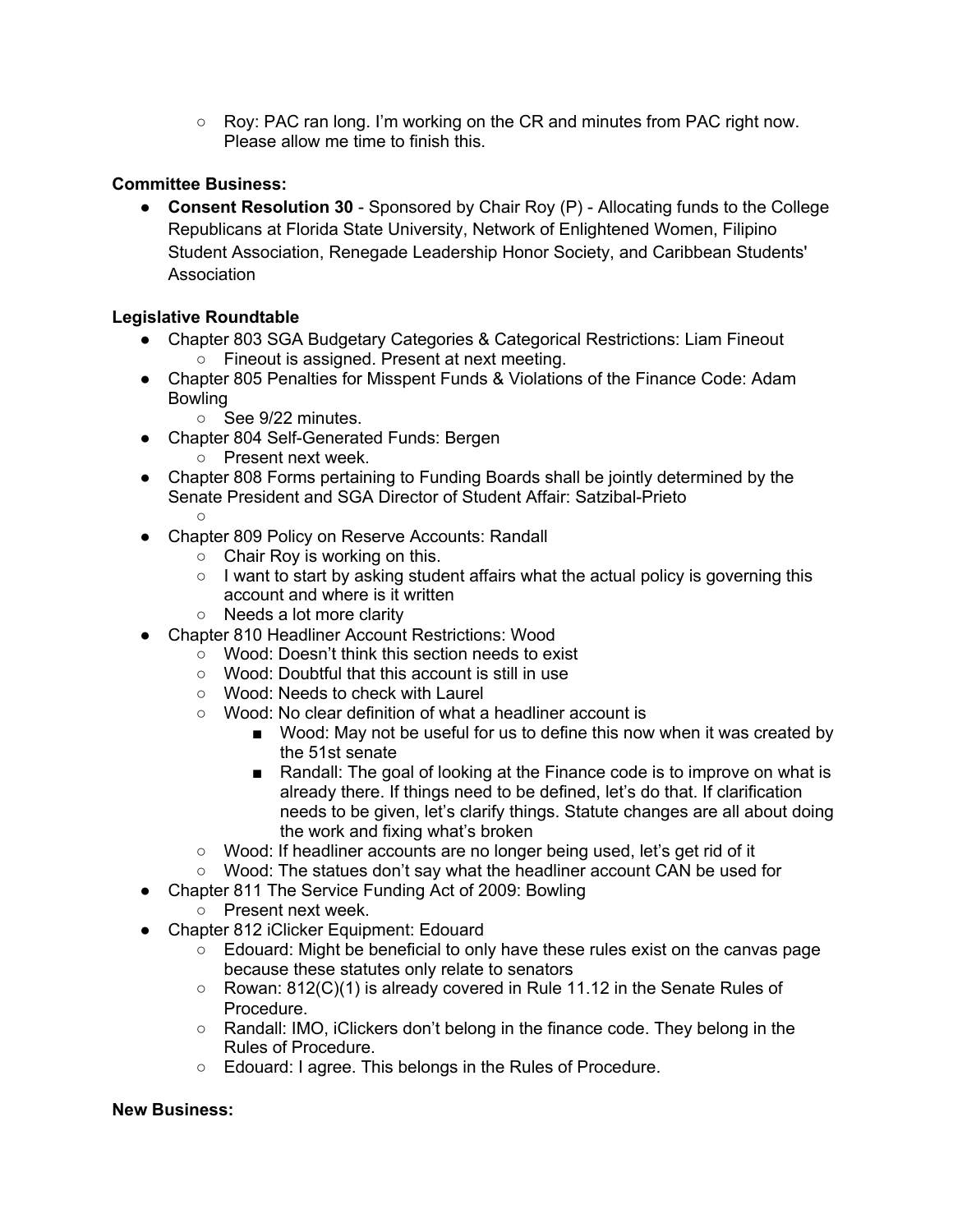- Roy: PAC ran long. I'm working on the CR and minutes from PAC right now. Please allow me time to finish this.

**Committee Business:**

- **Consent Resolution 30** - Sponsored by Chair Roy (P) - Allocating funds to the College Republicans at Florida State University, Network of Enlightened Women, Filipino Student Association, Renegade Leadership Honor Society, and Caribbean Students' Association

**Legislative Roundtable**

- Chapter 803 SGA Budgetary Categories & Categorical Restrictions: Liam Fineout
    - Fineout is assigned. Present at next meeting.
- Chapter 805 Penalties for Misspent Funds & Violations of the Finance Code: Adam Bowling
    - See 9/22 minutes.
- Chapter 804 Self-Generated Funds: Bergen
    - Present next week.
- Chapter 808 Forms pertaining to Funding Boards shall be jointly determined by the Senate President and SGA Director of Student Affair: Satzibal-Prieto
    - 
- Chapter 809 Policy on Reserve Accounts: Randall
    - Chair Roy is working on this.
    - I want to start by asking student affairs what the actual policy is governing this account and where is it written
    - Needs a lot more clarity
- Chapter 810 Headliner Account Restrictions: Wood
    - Wood: Doesn't think this section needs to exist
    - Wood: Doubtful that this account is still in use
    - Wood: Needs to check with Laurel
    - Wood: No clear definition of what a headliner account is
        - Wood: May not be useful for us to define this now when it was created by the 51st senate
        - Randall: The goal of looking at the Finance code is to improve on what is already there. If things need to be defined, let's do that. If clarification needs to be given, let's clarify things. Statute changes are all about doing the work and fixing what's broken
    - Wood: If headliner accounts are no longer being used, let's get rid of it
    - Wood: The statues don't say what the headliner account CAN be used for
- Chapter 811 The Service Funding Act of 2009: Bowling
    - Present next week.
- Chapter 812 iClicker Equipment: Edouard
    - Edouard: Might be beneficial to only have these rules exist on the canvas page because these statutes only relate to senators
    - Rowan: 812(C)(1) is already covered in Rule 11.12 in the Senate Rules of Procedure.
    - Randall: IMO, iClickers don't belong in the finance code. They belong in the Rules of Procedure.
    - Edouard: I agree. This belongs in the Rules of Procedure.

**New Business:**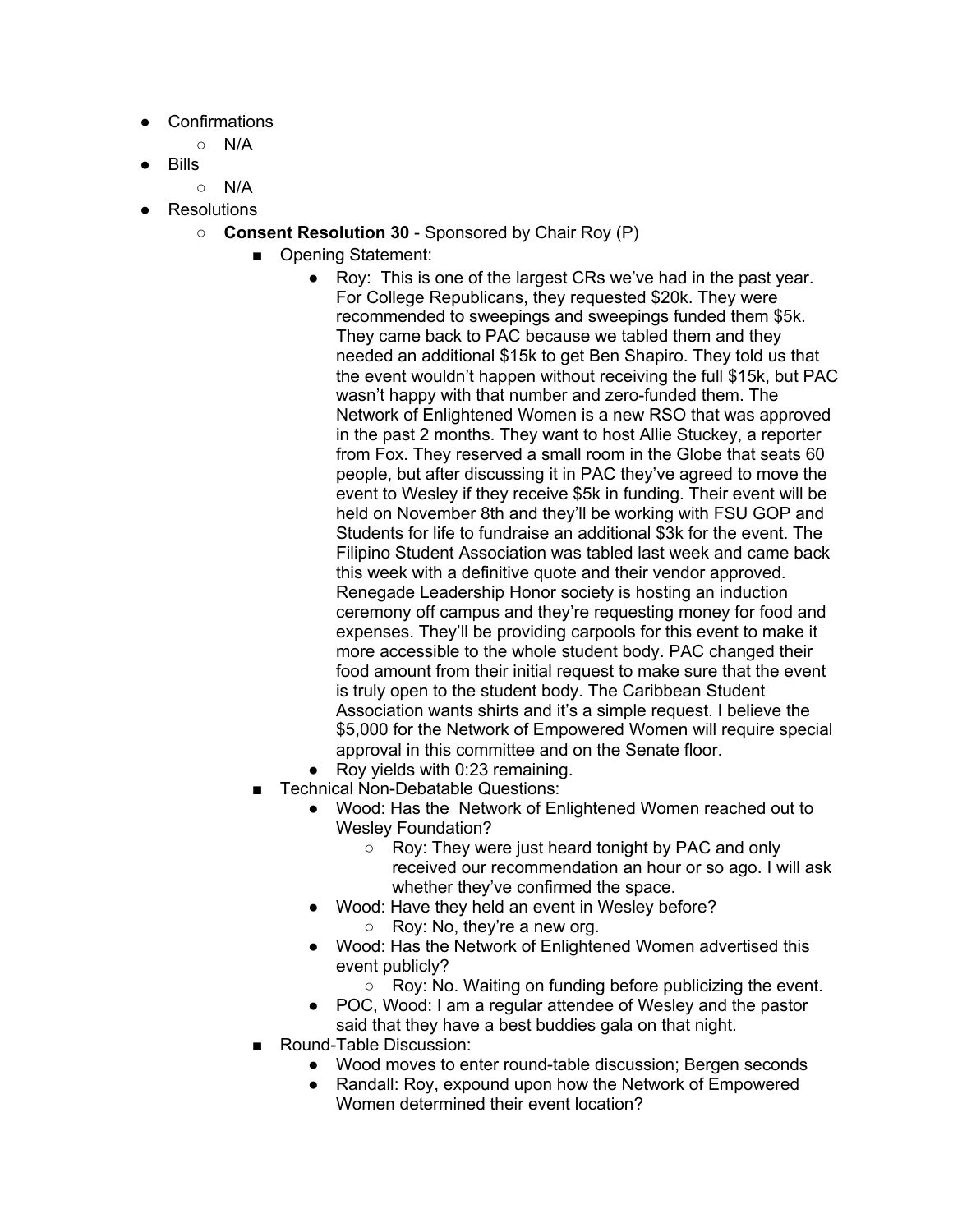- Confirmations
  - N/A
- Bills
  - N/A
- Resolutions
  - **Consent Resolution 30** - Sponsored by Chair Roy (P)
    - Opening Statement:
      - Roy: This is one of the largest CRs we've had in the past year. For College Republicans, they requested $20k. They were recommended to sweepings and sweepings funded them $5k. They came back to PAC because we tabled them and they needed an additional $15k to get Ben Shapiro. They told us that the event wouldn't happen without receiving the full $15k, but PAC wasn't happy with that number and zero-funded them. The Network of Enlightened Women is a new RSO that was approved in the past 2 months. They want to host Allie Stuckey, a reporter from Fox. They reserved a small room in the Globe that seats 60 people, but after discussing it in PAC they've agreed to move the event to Wesley if they receive $5k in funding. Their event will be held on November 8th and they'll be working with FSU GOP and Students for life to fundraise an additional $3k for the event. The Filipino Student Association was tabled last week and came back this week with a definitive quote and their vendor approved. Renegade Leadership Honor society is hosting an induction ceremony off campus and they're requesting money for food and expenses. They'll be providing carpools for this event to make it more accessible to the whole student body. PAC changed their food amount from their initial request to make sure that the event is truly open to the student body. The Caribbean Student Association wants shirts and it's a simple request. I believe the $5,000 for the Network of Empowered Women will require special approval in this committee and on the Senate floor.
      - Roy yields with 0:23 remaining.
    - Technical Non-Debatable Questions:
      - Wood: Has the Network of Enlightened Women reached out to Wesley Foundation?
        - Roy: They were just heard tonight by PAC and only received our recommendation an hour or so ago. I will ask whether they've confirmed the space.
      - Wood: Have they held an event in Wesley before?
        - Roy: No, they're a new org.
      - Wood: Has the Network of Enlightened Women advertised this event publicly?
        - Roy: No. Waiting on funding before publicizing the event.
      - POC, Wood: I am a regular attendee of Wesley and the pastor said that they have a best buddies gala on that night.
    - Round-Table Discussion:
      - Wood moves to enter round-table discussion; Bergen seconds
      - Randall: Roy, expound upon how the Network of Empowered Women determined their event location?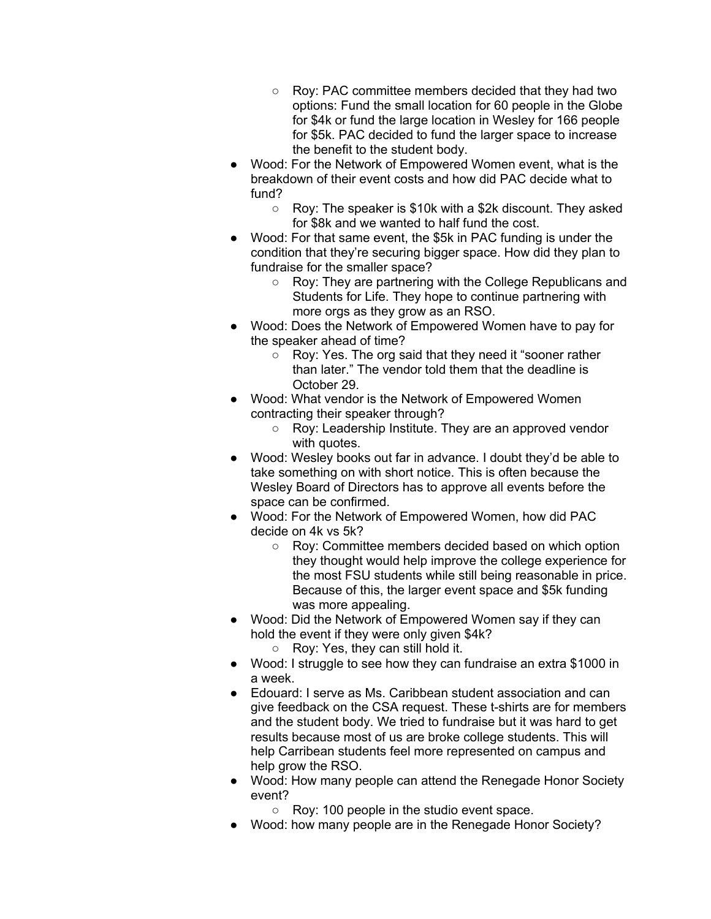- Roy: PAC committee members decided that they had two options: Fund the small location for 60 people in the Globe for $4k or fund the large location in Wesley for 166 people for $5k. PAC decided to fund the larger space to increase the benefit to the student body.
- Wood: For the Network of Empowered Women event, what is the breakdown of their event costs and how did PAC decide what to fund?
    - Roy: The speaker is $10k with a $2k discount. They asked for $8k and we wanted to half fund the cost.
- Wood: For that same event, the $5k in PAC funding is under the condition that they're securing bigger space. How did they plan to fundraise for the smaller space?
    - Roy: They are partnering with the College Republicans and Students for Life. They hope to continue partnering with more orgs as they grow as an RSO.
- Wood: Does the Network of Empowered Women have to pay for the speaker ahead of time?
    - Roy: Yes. The org said that they need it "sooner rather than later." The vendor told them that the deadline is October 29.
- Wood: What vendor is the Network of Empowered Women contracting their speaker through?
    - Roy: Leadership Institute. They are an approved vendor with quotes.
- Wood: Wesley books out far in advance. I doubt they'd be able to take something on with short notice. This is often because the Wesley Board of Directors has to approve all events before the space can be confirmed.
- Wood: For the Network of Empowered Women, how did PAC decide on 4k vs 5k?
    - Roy: Committee members decided based on which option they thought would help improve the college experience for the most FSU students while still being reasonable in price. Because of this, the larger event space and $5k funding was more appealing.
- Wood: Did the Network of Empowered Women say if they can hold the event if they were only given $4k?
    - Roy: Yes, they can still hold it.
- Wood: I struggle to see how they can fundraise an extra $1000 in a week.
- Edouard: I serve as Ms. Caribbean student association and can give feedback on the CSA request. These t-shirts are for members and the student body. We tried to fundraise but it was hard to get results because most of us are broke college students. This will help Carribean students feel more represented on campus and help grow the RSO.
- Wood: How many people can attend the Renegade Honor Society event?
    - Roy: 100 people in the studio event space.
- Wood: how many people are in the Renegade Honor Society?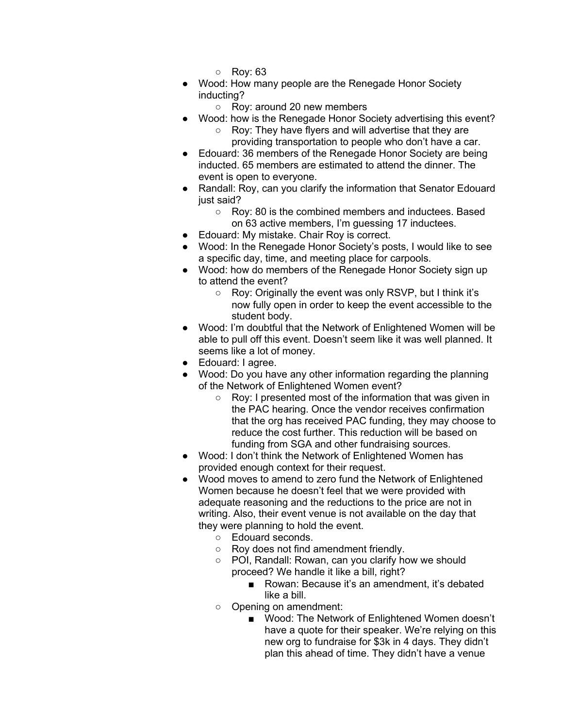- Roy: 63
- Wood: How many people are the Renegade Honor Society inducting?
    - Roy: around 20 new members
- Wood: how is the Renegade Honor Society advertising this event?
    - Roy: They have flyers and will advertise that they are providing transportation to people who don't have a car.
- Edouard: 36 members of the Renegade Honor Society are being inducted. 65 members are estimated to attend the dinner. The event is open to everyone.
- Randall: Roy, can you clarify the information that Senator Edouard just said?
    - Roy: 80 is the combined members and inductees. Based on 63 active members, I'm guessing 17 inductees.
- Edouard: My mistake. Chair Roy is correct.
- Wood: In the Renegade Honor Society's posts, I would like to see a specific day, time, and meeting place for carpools.
- Wood: how do members of the Renegade Honor Society sign up to attend the event?
    - Roy: Originally the event was only RSVP, but I think it's now fully open in order to keep the event accessible to the student body.
- Wood: I'm doubtful that the Network of Enlightened Women will be able to pull off this event. Doesn't seem like it was well planned. It seems like a lot of money.
- Edouard: I agree.
- Wood: Do you have any other information regarding the planning of the Network of Enlightened Women event?
    - Roy: I presented most of the information that was given in the PAC hearing. Once the vendor receives confirmation that the org has received PAC funding, they may choose to reduce the cost further. This reduction will be based on funding from SGA and other fundraising sources.
- Wood: I don't think the Network of Enlightened Women has provided enough context for their request.
- Wood moves to amend to zero fund the Network of Enlightened Women because he doesn't feel that we were provided with adequate reasoning and the reductions to the price are not in writing. Also, their event venue is not available on the day that they were planning to hold the event.
    - Edouard seconds.
    - Roy does not find amendment friendly.
    - POI, Randall: Rowan, can you clarify how we should proceed? We handle it like a bill, right?
        - Rowan: Because it's an amendment, it's debated like a bill.
    - Opening on amendment:
        - Wood: The Network of Enlightened Women doesn't have a quote for their speaker. We're relying on this new org to fundraise for $3k in 4 days. They didn't plan this ahead of time. They didn't have a venue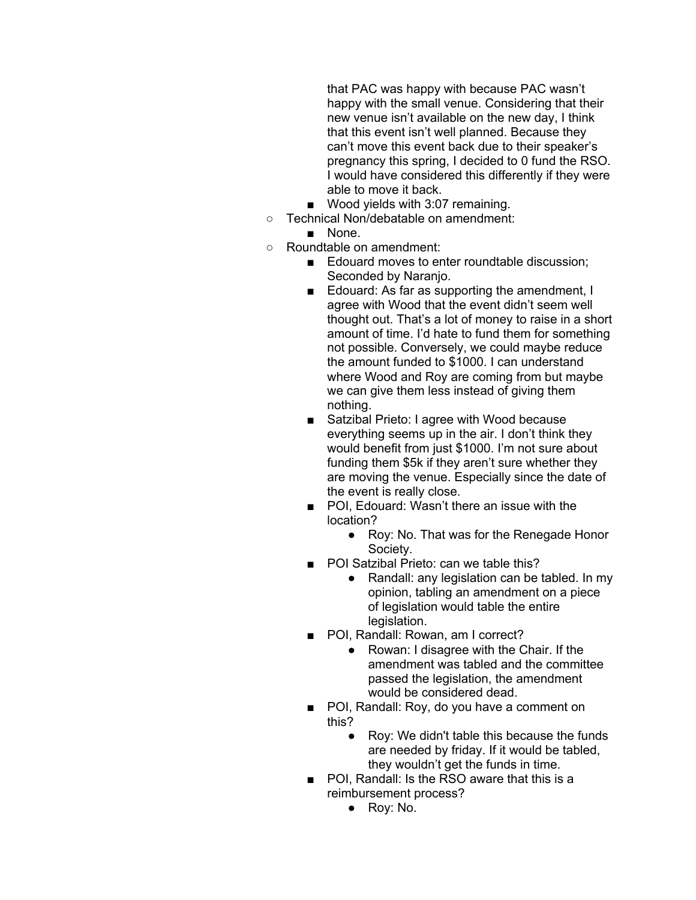that PAC was happy with because PAC wasn't happy with the small venue. Considering that their new venue isn't available on the new day, I think that this event isn't well planned. Because they can't move this event back due to their speaker's pregnancy this spring, I decided to 0 fund the RSO. I would have considered this differently if they were able to move it back.
    - Wood yields with 3:07 remaining.
  - Technical Non/debatable on amendment:
    - None.
  - Roundtable on amendment:
    - Edouard moves to enter roundtable discussion; Seconded by Naranjo.
    - Edouard: As far as supporting the amendment, I agree with Wood that the event didn't seem well thought out. That's a lot of money to raise in a short amount of time. I'd hate to fund them for something not possible. Conversely, we could maybe reduce the amount funded to $1000. I can understand where Wood and Roy are coming from but maybe we can give them less instead of giving them nothing.
    - Satzibal Prieto: I agree with Wood because everything seems up in the air. I don't think they would benefit from just $1000. I'm not sure about funding them $5k if they aren't sure whether they are moving the venue. Especially since the date of the event is really close.
    - POI, Edouard: Wasn't there an issue with the location?
      - Roy: No. That was for the Renegade Honor Society.
    - POI Satzibal Prieto: can we table this?
      - Randall: any legislation can be tabled. In my opinion, tabling an amendment on a piece of legislation would table the entire legislation.
    - POI, Randall: Rowan, am I correct?
      - Rowan: I disagree with the Chair. If the amendment was tabled and the committee passed the legislation, the amendment would be considered dead.
    - POI, Randall: Roy, do you have a comment on this?
      - Roy: We didn't table this because the funds are needed by friday. If it would be tabled, they wouldn't get the funds in time.
    - POI, Randall: Is the RSO aware that this is a reimbursement process?
      - Roy: No.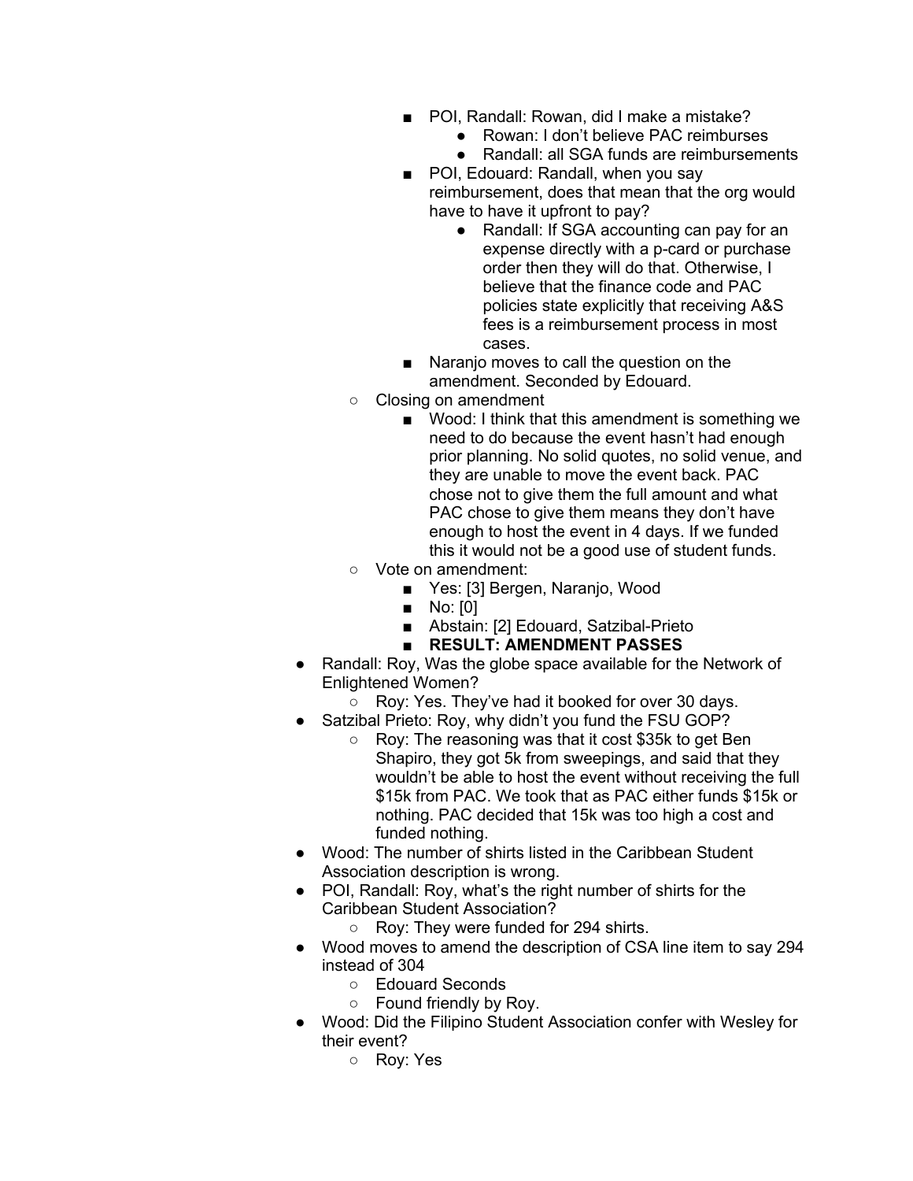- POI, Randall: Rowan, did I make a mistake?
          - Rowan: I don't believe PAC reimburses
          - Randall: all SGA funds are reimbursements
        - POI, Edouard: Randall, when you say reimbursement, does that mean that the org would have to have it upfront to pay?
          - Randall: If SGA accounting can pay for an expense directly with a p-card or purchase order then they will do that. Otherwise, I believe that the finance code and PAC policies state explicitly that receiving A&S fees is a reimbursement process in most cases.
        - Naranjo moves to call the question on the amendment. Seconded by Edouard.
    - Closing on amendment
        - Wood: I think that this amendment is something we need to do because the event hasn't had enough prior planning. No solid quotes, no solid venue, and they are unable to move the event back. PAC chose not to give them the full amount and what PAC chose to give them means they don't have enough to host the event in 4 days. If we funded this it would not be a good use of student funds.
    - Vote on amendment:
        - Yes: [3] Bergen, Naranjo, Wood
        - No: [0]
        - Abstain: [2] Edouard, Satzibal-Prieto
        - **RESULT: AMENDMENT PASSES**
- Randall: Roy, Was the globe space available for the Network of Enlightened Women?
    - Roy: Yes. They've had it booked for over 30 days.
- Satzibal Prieto: Roy, why didn't you fund the FSU GOP?
    - Roy: The reasoning was that it cost $35k to get Ben Shapiro, they got 5k from sweepings, and said that they wouldn't be able to host the event without receiving the full $15k from PAC. We took that as PAC either funds $15k or nothing. PAC decided that 15k was too high a cost and funded nothing.
- Wood: The number of shirts listed in the Caribbean Student Association description is wrong.
- POI, Randall: Roy, what's the right number of shirts for the Caribbean Student Association?
    - Roy: They were funded for 294 shirts.
- Wood moves to amend the description of CSA line item to say 294 instead of 304
    - Edouard Seconds
    - Found friendly by Roy.
- Wood: Did the Filipino Student Association confer with Wesley for their event?
    - Roy: Yes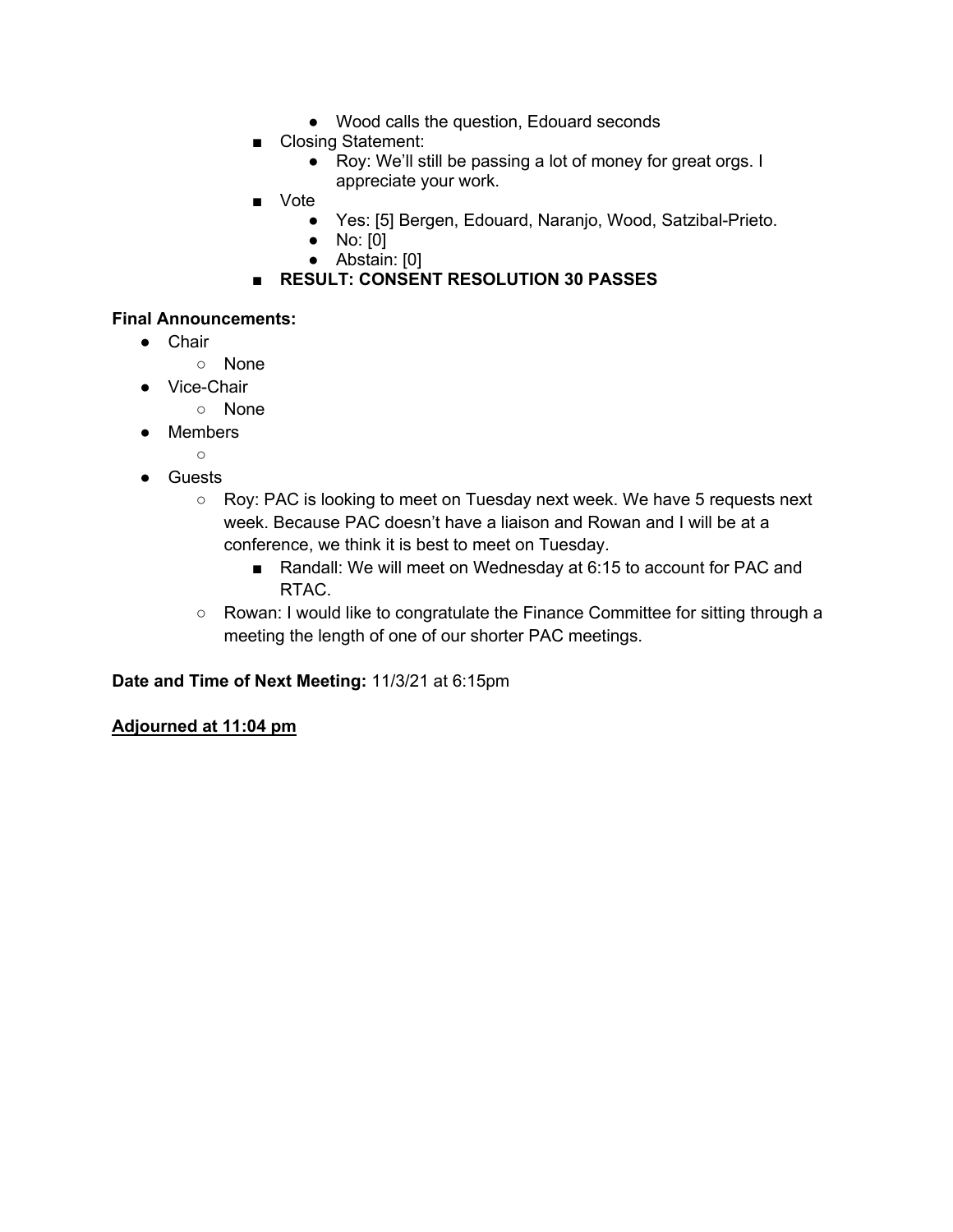- Wood calls the question, Edouard seconds
- Closing Statement:
  - Roy: We'll still be passing a lot of money for great orgs. I appreciate your work.
- Vote
  - Yes: [5] Bergen, Edouard, Naranjo, Wood, Satzibal-Prieto.
  - No: [0]
  - Abstain: [0]
- **RESULT: CONSENT RESOLUTION 30 PASSES**

**Final Announcements:**

- Chair
  - None
- Vice-Chair
  - None
- Members
  - 
- Guests
  - Roy: PAC is looking to meet on Tuesday next week. We have 5 requests next week. Because PAC doesn't have a liaison and Rowan and I will be at a conference, we think it is best to meet on Tuesday.
    - Randall: We will meet on Wednesday at 6:15 to account for PAC and RTAC.
  - Rowan: I would like to congratulate the Finance Committee for sitting through a meeting the length of one of our shorter PAC meetings.

**Date and Time of Next Meeting:** 11/3/21 at 6:15pm

**Adjourned at 11:04 pm**